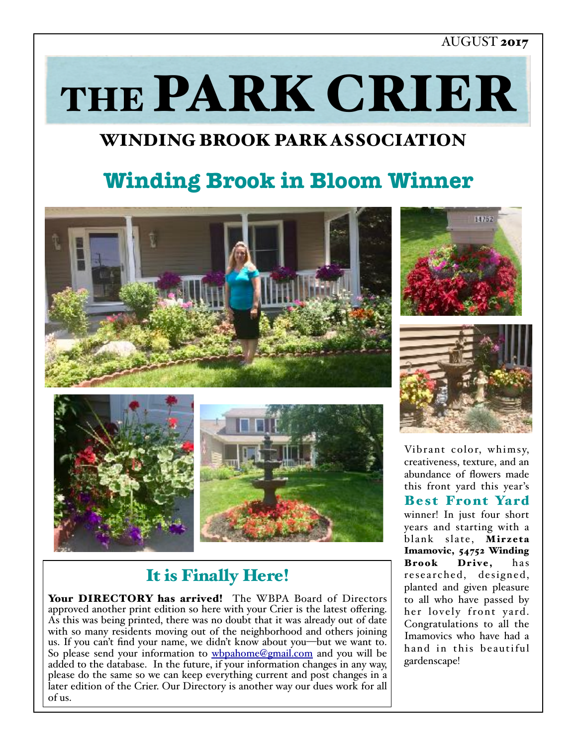AUGUST 2017

# THE PARK CRIER

## WINDING BROOK PARK ASSOCIATION

## Winding Brook in Bloom Winner

Vibrant color, whimsy, creativeness, texture, and an abundance of flowers made this front yard this year's **Best Front Yard** winner! In just four short years and starting with a blank slate, **Mirzeta Imamovic, 54752 Winding Brook Drive,** has researched, designed, planted and given pleasure to all who have passed by her lovely front yard. Congratulations to all the Imamovics who have had a hand in this beautiful gardenscape!

## It is Finally Here!

**Your DIRECTORY has arrived!** The WBPA Board of Directors approved another print edition so here with your Crier is the latest offering. As this was being printed, there was no doubt that it was already out of date with so many residents moving out of the neighborhood and others joining us. If you can't find your name, we didn't know about you—but we want to. So please send your information to wbpahome@gmail.com and you will be added to the database. In the future, if your information changes in any way, please do the same so we can keep everything current and post changes in a later edition of the Crier. Our Directory is another way our dues work for all of us.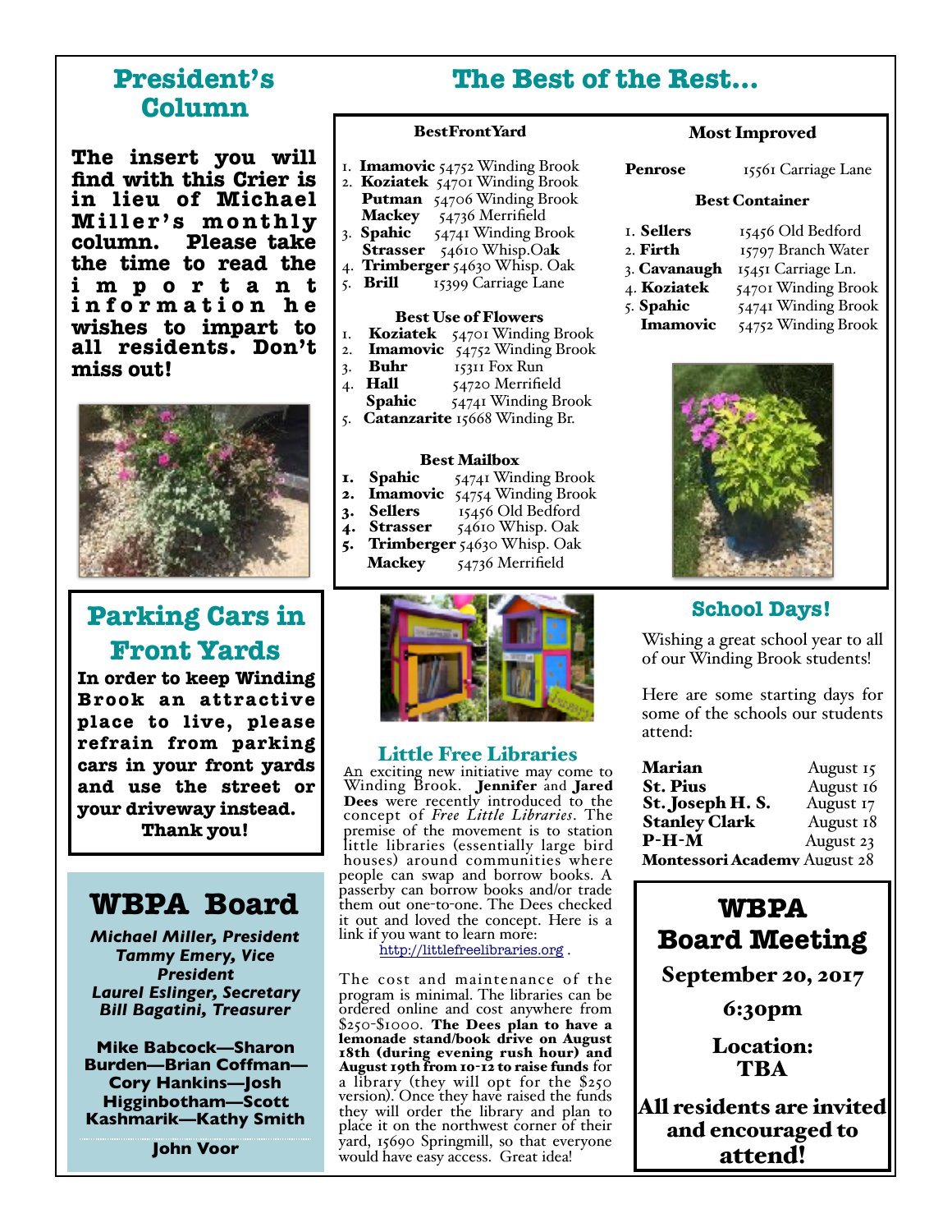## President's Column

**The insert you will find with this Crier is in lieu of Michael Miller's monthly column. Please take the time to read the important information he wishes to impart to all residents. Don't miss out!**

## Parking Cars in Front Yards

**In order to keep Winding Brook an attractive place to live, please refrain from parking cars in your front yards and use the street or your driveway instead.**

**Thank you!**

## WBPA Board

*Michael Miller, President*
*Tammy Emery, Vice President*
*Laurel Eslinger, Secretary*
*Bill Bagatini, Treasurer*

**Mike Babcock—Sharon Burden—Brian Coffman—Cory Hankins—Josh Higginbotham—Scott Kashmarik—Kathy Smith**

**John Voor**

## The Best of the Rest…

### BestFrontYard

1. **Imamovic** 54752 Winding Brook
2. **Koziatek** 54701 Winding Brook
   **Putman** 54706 Winding Brook
   **Mackey** 54736 Merrifield
3. **Spahic** 54741 Winding Brook
   **Strasser** 54610 Whisp.Oak
4. **Trimberger** 54630 Whisp. Oak
5. **Brill** 15399 Carriage Lane

### Best Use of Flowers

1. **Koziatek** 54701 Winding Brook
2. **Imamovic** 54752 Winding Brook
3. **Buhr** 15311 Fox Run
4. **Hall** 54720 Merrifield
   **Spahic** 54741 Winding Brook
5. **Catanzarite** 15668 Winding Br.

### Best Mailbox

1. **Spahic** 54741 Winding Brook
2. **Imamovic** 54754 Winding Brook
3. **Sellers** 15456 Old Bedford
4. **Strasser** 54610 Whisp. Oak
5. **Trimberger** 54630 Whisp. Oak
   **Mackey** 54736 Merrifield

### Most Improved

**Penrose** 15561 Carriage Lane

### Best Container

1. **Sellers** 15456 Old Bedford
2. **Firth** 15797 Branch Water
3. **Cavanaugh** 15451 Carriage Ln.
4. **Koziatek** 54701 Winding Brook
5. **Spahic** 54741 Winding Brook
   **Imamovic** 54752 Winding Brook

## Little Free Libraries

An exciting new initiative may come to Winding Brook. **Jennifer** and **Jared Dees** were recently introduced to the concept of *Free Little Libraries*. The premise of the movement is to station little libraries (essentially large bird houses) around communities where people can swap and borrow books. A passerby can borrow books and/or trade them out one-to-one. The Dees checked it out and loved the concept. Here is a link if you want to learn more: http://littlefreelibraries.org .

The cost and maintenance of the program is minimal. The libraries can be ordered online and cost anywhere from $250-$1000. **The Dees plan to have a lemonade stand/book drive on August 18th (during evening rush hour) and August 19th from 10-12 to raise funds** for a library (they will opt for the $250 version). Once they have raised the funds they will order the library and plan to place it on the northwest corner of their yard, 15690 Springmill, so that everyone would have easy access. Great idea!

## School Days!

Wishing a great school year to all of our Winding Brook students!

Here are some starting days for some of the schools our students attend:

| School | Start Date |
|---|---|
| **Marian** | August 15 |
| **St. Pius** | August 16 |
| **St. Joseph H. S.** | August 17 |
| **Stanley Clark** | August 18 |
| **P-H-M** | August 23 |
| **Montessori Academy** | August 28 |

## WBPA Board Meeting

**September 20, 2017**

**6:30pm**

**Location: TBA**

**All residents are invited and encouraged to attend!**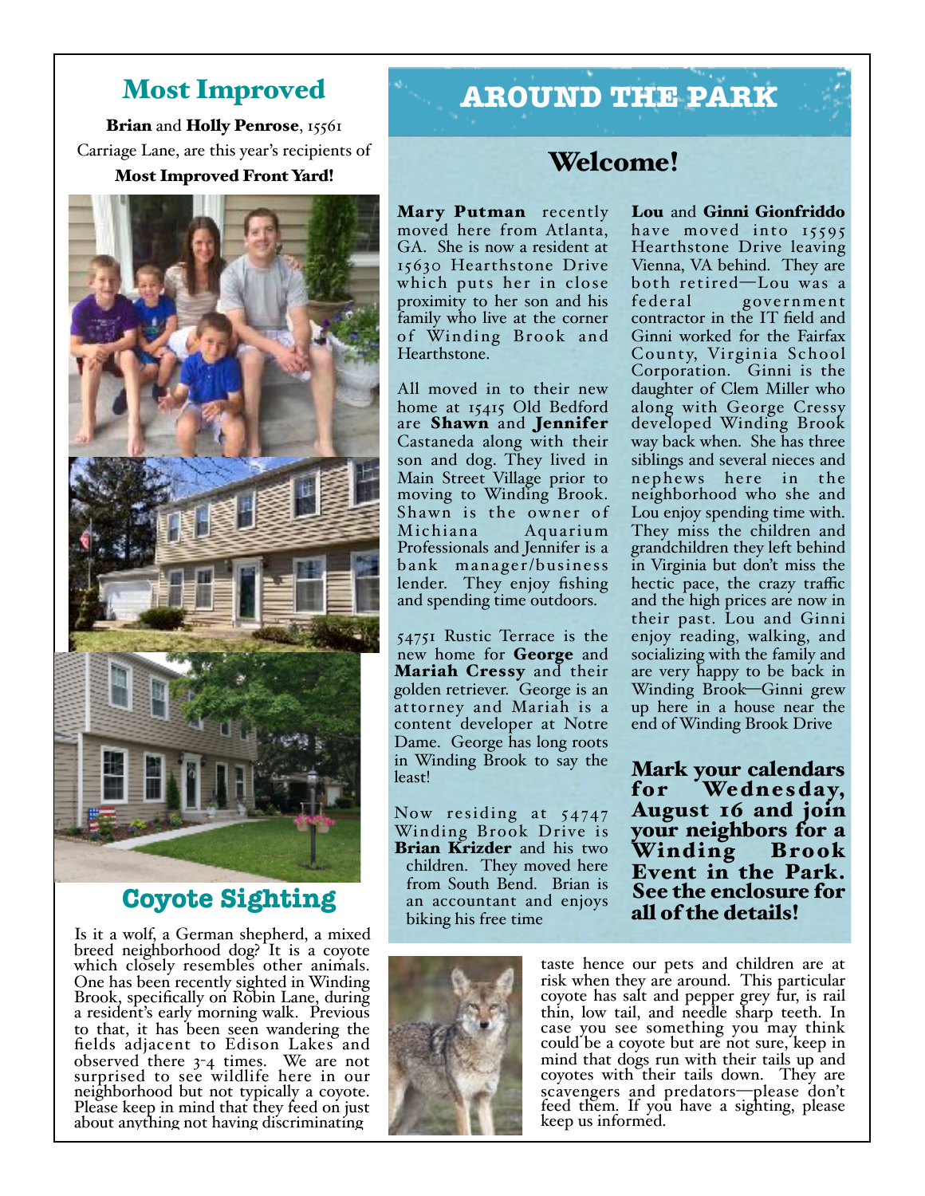## Most Improved

**Brian** and **Holly Penrose**, 15561 Carriage Lane, are this year's recipients of **Most Improved Front Yard!**

## Coyote Sighting

Is it a wolf, a German shepherd, a mixed breed neighborhood dog? It is a coyote which closely resembles other animals. One has been recently sighted in Winding Brook, specifically on Robin Lane, during a resident's early morning walk. Previous to that, it has been seen wandering the fields adjacent to Edison Lakes and observed there 3-4 times. We are not surprised to see wildlife here in our neighborhood but not typically a coyote. Please keep in mind that they feed on just about anything not having discriminating taste hence our pets and children are at risk when they are around. This particular coyote has salt and pepper grey fur, is rail thin, low tail, and needle sharp teeth. In case you see something you may think could be a coyote but are not sure, keep in mind that dogs run with their tails up and coyotes with their tails down. They are scavengers and predators—please don't feed them. If you have a sighting, please keep us informed.

# AROUND THE PARK

## Welcome!

**Mary Putman** recently moved here from Atlanta, GA. She is now a resident at 15630 Hearthstone Drive which puts her in close proximity to her son and his family who live at the corner of Winding Brook and Hearthstone.

All moved in to their new home at 15415 Old Bedford are **Shawn** and **Jennifer** Castaneda along with their son and dog. They lived in Main Street Village prior to moving to Winding Brook. Shawn is the owner of Michiana Aquarium Professionals and Jennifer is a bank manager/business lender. They enjoy fishing and spending time outdoors.

54751 Rustic Terrace is the new home for **George** and **Mariah Cressy** and their golden retriever. George is an attorney and Mariah is a content developer at Notre Dame. George has long roots in Winding Brook to say the least!

Now residing at 54747 Winding Brook Drive is **Brian Krizder** and his two children. They moved here from South Bend. Brian is an accountant and enjoys biking his free time

**Lou** and **Ginni Gionfriddo** have moved into 15595 Hearthstone Drive leaving Vienna, VA behind. They are both retired—Lou was a federal government contractor in the IT field and Ginni worked for the Fairfax County, Virginia School Corporation. Ginni is the daughter of Clem Miller who along with George Cressy developed Winding Brook way back when. She has three siblings and several nieces and nephews here in the neighborhood who she and Lou enjoy spending time with. They miss the children and grandchildren they left behind in Virginia but don't miss the hectic pace, the crazy traffic and the high prices are now in their past. Lou and Ginni enjoy reading, walking, and socializing with the family and are very happy to be back in Winding Brook—Ginni grew up here in a house near the end of Winding Brook Drive

**Mark your calendars for Wednesday, August 16 and join your neighbors for a Winding Brook Event in the Park. See the enclosure for all of the details!**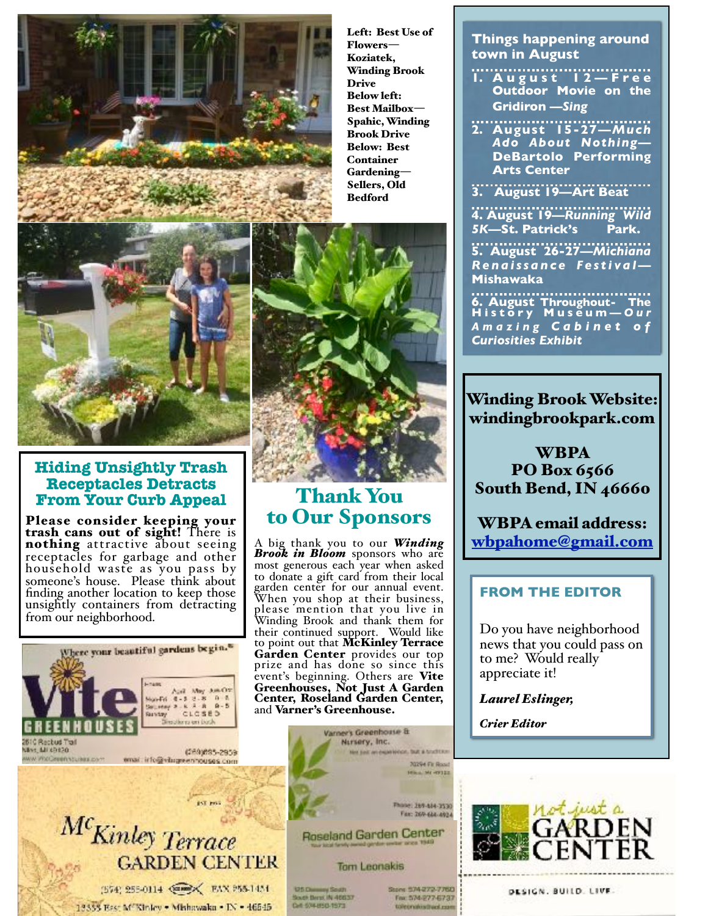Left: Best Use of Flowers—Koziatek, Winding Brook Drive
Below left: Best Mailbox—Spahic, Winding Brook Drive
Below: Best Container Gardening—Sellers, Old Bedford

## Things happening around town in August

1. August 12—Free Outdoor Movie on the Gridiron —*Sing*
2. August 15-27—*Much Ado About Nothing*—DeBartolo Performing Arts Center
3. August 19—Art Beat
4. August 19—*Running Wild 5K*—St. Patrick's Park.
5. August 26-27—*Michiana Renaissance Festival*—Mishawaka
6. August Throughout- The History Museum—*Our Amazing Cabinet of Curiosities Exhibit*

## Hiding Unsightly Trash Receptacles Detracts From Your Curb Appeal

**Please consider keeping your trash cans out of sight!** There is **nothing** attractive about seeing receptacles for garbage and other household waste as you pass by someone's house. Please think about finding another location to keep those unsightly containers from detracting from our neighborhood.

## Thank You to Our Sponsors

A big thank you to our ***Winding Brook in Bloom*** sponsors who are most generous each year when asked to donate a gift card from their local garden center for our annual event. When you shop at their business, please mention that you live in Winding Brook and thank them for their continued support. Would like to point out that **McKinley Terrace Garden Center** provides our top prize and has done so since this event's beginning. Others are **Vite Greenhouses, Not Just A Garden Center, Roseland Garden Center,** and **Varner's Greenhouse.**

**Winding Brook Website: windingbrookpark.com**

**WBPA**
**PO Box 6566**
**South Bend, IN 46660**

**WBPA email address: wbpahome@gmail.com**

### FROM THE EDITOR

Do you have neighborhood news that you could pass on to me? Would really appreciate it!

***Laurel Eslinger,***

***Crier Editor***

Where your beautiful gardens begin.
Vite GREENHOUSES
Hours: April May June-Oct
Mon-Fri 8-5 8-8 8-5
Saturday 8-5 8-8 8-5
Sunday CLOSED
2610 Rocbus Trail
Niles, MI 49120
(269)695-2959
www.ViteGreenhouses.com email: info@vitegreenhouses.com

Varner's Greenhouse & Nursery, Inc.
Phone: 269-684-3530
Fax: 269-684-4924

McKinley Terrace GARDEN CENTER
EST 1953
(574) 255-0114 FAX 255-1451
19353 East McKinley • Mishawaka • IN • 46545

Roseland Garden Center
Tom Leonakis
Store 574-272-7760
Fax 574-277-6737

not just a GARDEN CENTER
DESIGN. BUILD. LIVE.